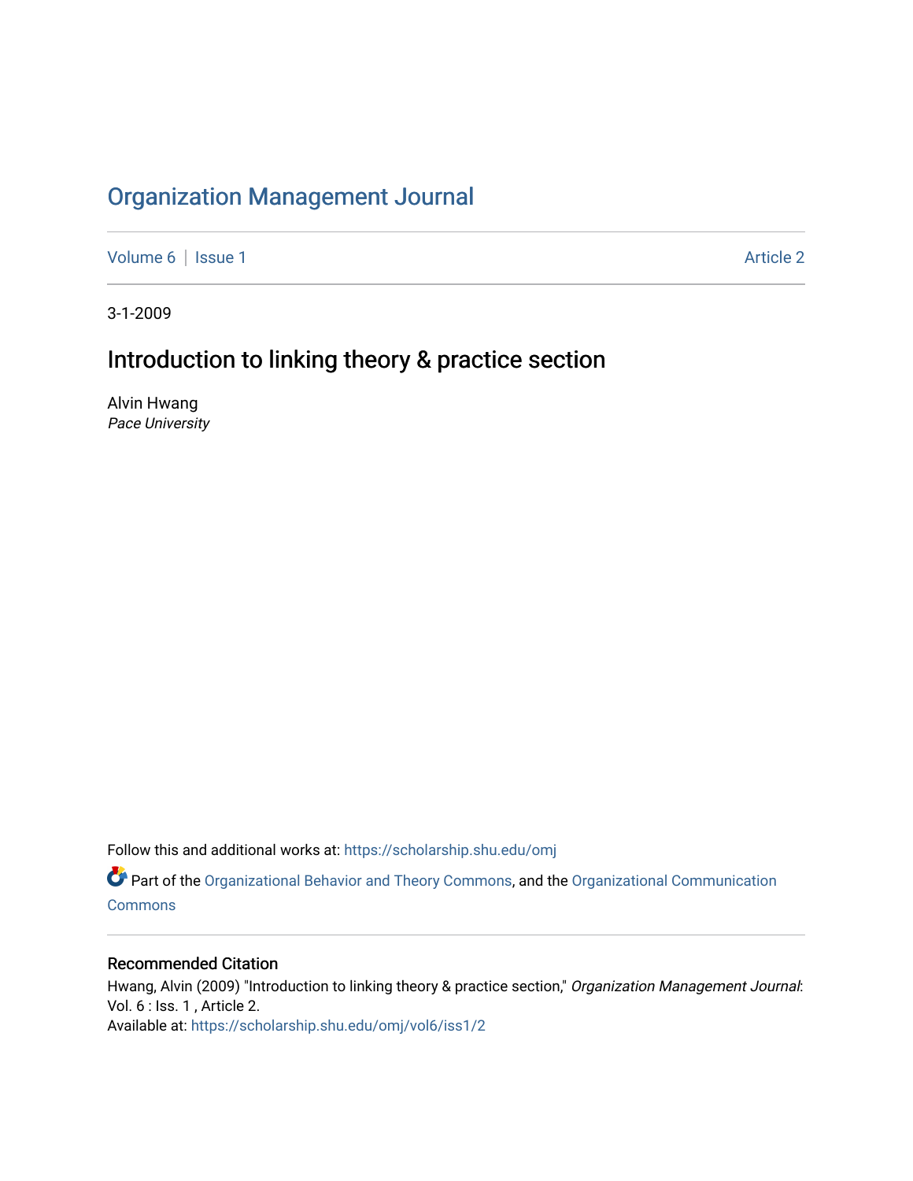# Organization Management Journal

Volume 6 | Issue 1 Article 2

3-1-2009

## Introduction to linking theory & practice section

Alvin Hwang
*Pace University*

Follow this and additional works at: https://scholarship.shu.edu/omj

Part of the Organizational Behavior and Theory Commons, and the Organizational Communication Commons

### Recommended Citation

Hwang, Alvin (2009) "Introduction to linking theory & practice section," *Organization Management Journal*: Vol. 6 : Iss. 1 , Article 2.
Available at: https://scholarship.shu.edu/omj/vol6/iss1/2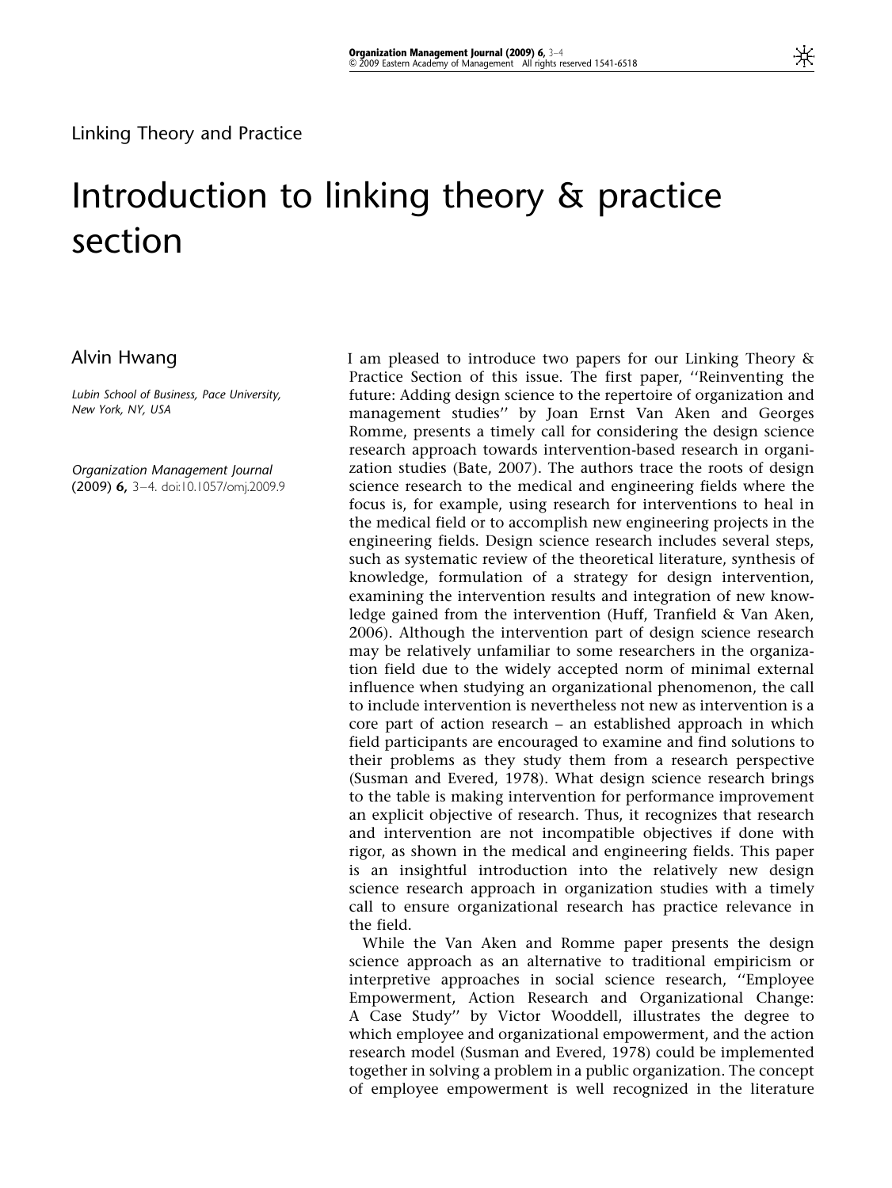Linking Theory and Practice

# Introduction to linking theory & practice section

## Alvin Hwang

*Lubin School of Business, Pace University, New York, NY, USA*

*Organization Management Journal* (2009) **6,** 3–4. doi:10.1057/omj.2009.9

I am pleased to introduce two papers for our Linking Theory & Practice Section of this issue. The first paper, ''Reinventing the future: Adding design science to the repertoire of organization and management studies'' by Joan Ernst Van Aken and Georges Romme, presents a timely call for considering the design science research approach towards intervention-based research in organization studies (Bate, 2007). The authors trace the roots of design science research to the medical and engineering fields where the focus is, for example, using research for interventions to heal in the medical field or to accomplish new engineering projects in the engineering fields. Design science research includes several steps, such as systematic review of the theoretical literature, synthesis of knowledge, formulation of a strategy for design intervention, examining the intervention results and integration of new knowledge gained from the intervention (Huff, Tranfield & Van Aken, 2006). Although the intervention part of design science research may be relatively unfamiliar to some researchers in the organization field due to the widely accepted norm of minimal external influence when studying an organizational phenomenon, the call to include intervention is nevertheless not new as intervention is a core part of action research – an established approach in which field participants are encouraged to examine and find solutions to their problems as they study them from a research perspective (Susman and Evered, 1978). What design science research brings to the table is making intervention for performance improvement an explicit objective of research. Thus, it recognizes that research and intervention are not incompatible objectives if done with rigor, as shown in the medical and engineering fields. This paper is an insightful introduction into the relatively new design science research approach in organization studies with a timely call to ensure organizational research has practice relevance in the field.

While the Van Aken and Romme paper presents the design science approach as an alternative to traditional empiricism or interpretive approaches in social science research, ''Employee Empowerment, Action Research and Organizational Change: A Case Study'' by Victor Wooddell, illustrates the degree to which employee and organizational empowerment, and the action research model (Susman and Evered, 1978) could be implemented together in solving a problem in a public organization. The concept of employee empowerment is well recognized in the literature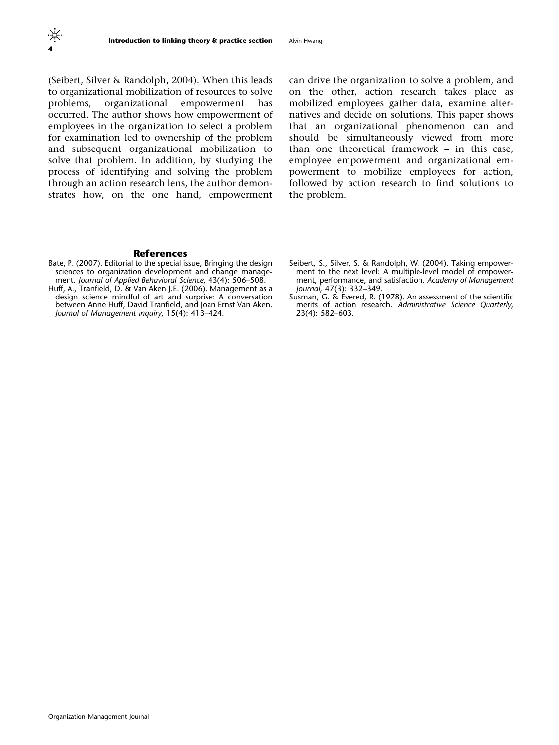(Seibert, Silver & Randolph, 2004). When this leads to organizational mobilization of resources to solve problems, organizational empowerment has occurred. The author shows how empowerment of employees in the organization to select a problem for examination led to ownership of the problem and subsequent organizational mobilization to solve that problem. In addition, by studying the process of identifying and solving the problem through an action research lens, the author demonstrates how, on the one hand, empowerment can drive the organization to solve a problem, and on the other, action research takes place as mobilized employees gather data, examine alternatives and decide on solutions. This paper shows that an organizational phenomenon can and should be simultaneously viewed from more than one theoretical framework – in this case, employee empowerment and organizational empowerment to mobilize employees for action, followed by action research to find solutions to the problem.

## References

Bate, P. (2007). Editorial to the special issue, Bringing the design sciences to organization development and change management. *Journal of Applied Behavioral Science*, 43(4): 506–508.

Huff, A., Tranfield, D. & Van Aken J.E. (2006). Management as a design science mindful of art and surprise: A conversation between Anne Huff, David Tranfield, and Joan Ernst Van Aken. *Journal of Management Inquiry*, 15(4): 413–424.

Seibert, S., Silver, S. & Randolph, W. (2004). Taking empowerment to the next level: A multiple-level model of empowerment, performance, and satisfaction. *Academy of Management Journal*, 47(3): 332–349.

Susman, G. & Evered, R. (1978). An assessment of the scientific merits of action research. *Administrative Science Quarterly*, 23(4): 582–603.